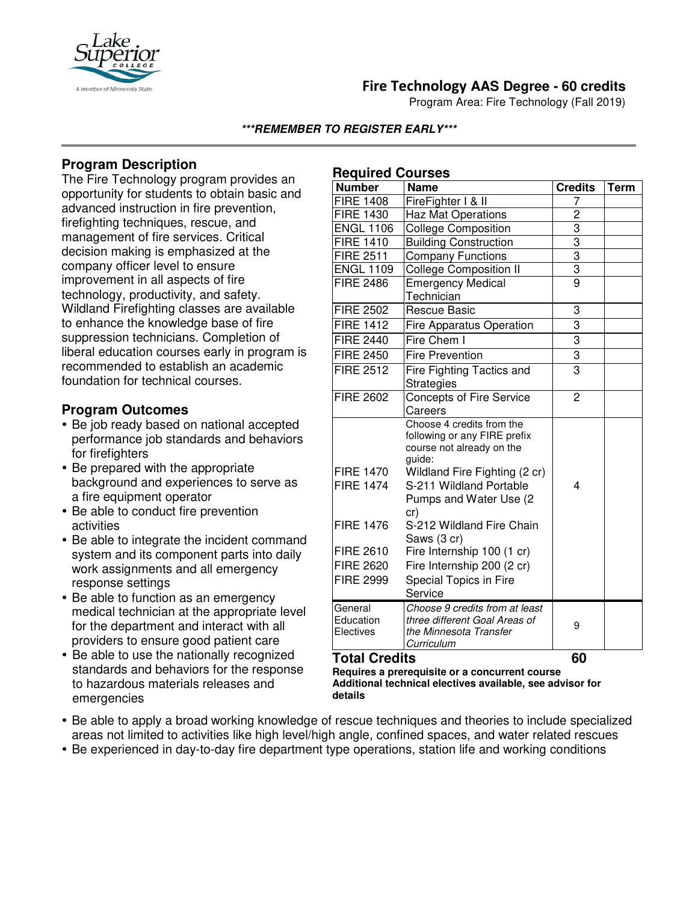# Fire Technology AAS Degree - 60 credits

Program Area: Fire Technology (Fall 2019)

***REMEMBER TO REGISTER EARLY***

## Program Description

The Fire Technology program provides an opportunity for students to obtain basic and advanced instruction in fire prevention, firefighting techniques, rescue, and management of fire services. Critical decision making is emphasized at the company officer level to ensure improvement in all aspects of fire technology, productivity, and safety. Wildland Firefighting classes are available to enhance the knowledge base of fire suppression technicians. Completion of liberal education courses early in program is recommended to establish an academic foundation for technical courses.

## Program Outcomes

- Be job ready based on national accepted performance job standards and behaviors for firefighters
- Be prepared with the appropriate background and experiences to serve as a fire equipment operator
- Be able to conduct fire prevention activities
- Be able to integrate the incident command system and its component parts into daily work assignments and all emergency response settings
- Be able to function as an emergency medical technician at the appropriate level for the department and interact with all providers to ensure good patient care
- Be able to use the nationally recognized standards and behaviors for the response to hazardous materials releases and emergencies
- Be able to apply a broad working knowledge of rescue techniques and theories to include specialized areas not limited to activities like high level/high angle, confined spaces, and water related rescues
- Be experienced in day-to-day fire department type operations, station life and working conditions

## Required Courses

| Number | Name | Credits | Term |
|---|---|---|---|
| FIRE 1408 | FireFighter I & II | 7 | |
| FIRE 1430 | Haz Mat Operations | 2 | |
| ENGL 1106 | College Composition | 3 | |
| FIRE 1410 | Building Construction | 3 | |
| FIRE 2511 | Company Functions | 3 | |
| ENGL 1109 | College Composition II | 3 | |
| FIRE 2486 | Emergency Medical Technician | 9 | |
| FIRE 2502 | Rescue Basic | 3 | |
| FIRE 1412 | Fire Apparatus Operation | 3 | |
| FIRE 2440 | Fire Chem I | 3 | |
| FIRE 2450 | Fire Prevention | 3 | |
| FIRE 2512 | Fire Fighting Tactics and Strategies | 3 | |
| FIRE 2602 | Concepts of Fire Service Careers | 2 | |
| | Choose 4 credits from the following or any FIRE prefix course not already on the guide: | 4 | |
| FIRE 1470 | Wildland Fire Fighting (2 cr) | | |
| FIRE 1474 | S-211 Wildland Portable Pumps and Water Use (2 cr) | | |
| FIRE 1476 | S-212 Wildland Fire Chain Saws (3 cr) | | |
| FIRE 2610 | Fire Internship 100 (1 cr) | | |
| FIRE 2620 | Fire Internship 200 (2 cr) | | |
| FIRE 2999 | Special Topics in Fire Service | | |
| General Education Electives | *Choose 9 credits from at least three different Goal Areas of the Minnesota Transfer Curriculum* | 9 | |
| **Total Credits** | | **60** | |

**Requires a prerequisite or a concurrent course**

**Additional technical electives available, see advisor for details**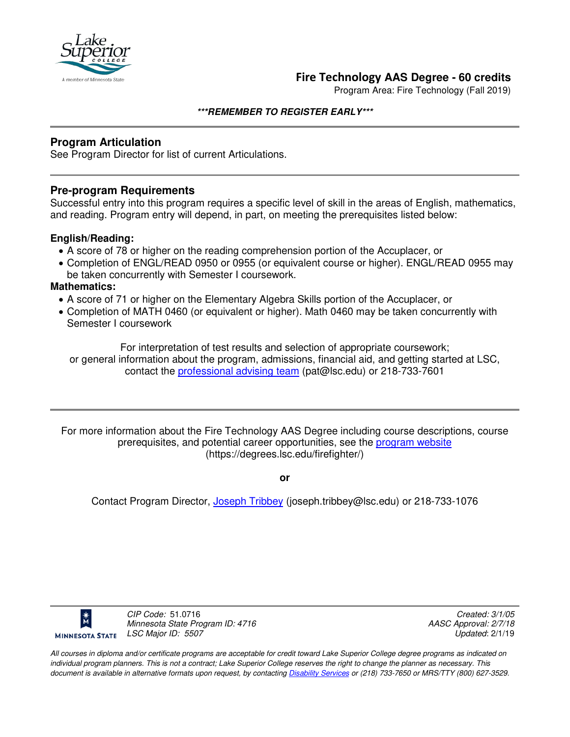## Fire Technology AAS Degree - 60 credits

Program Area: Fire Technology (Fall 2019)

***\*\*\*REMEMBER TO REGISTER EARLY\*\*\****

---

## Program Articulation

See Program Director for list of current Articulations.

---

## Pre-program Requirements

Successful entry into this program requires a specific level of skill in the areas of English, mathematics, and reading. Program entry will depend, in part, on meeting the prerequisites listed below:

**English/Reading:**

- A score of 78 or higher on the reading comprehension portion of the Accuplacer, or
- Completion of ENGL/READ 0950 or 0955 (or equivalent course or higher). ENGL/READ 0955 may be taken concurrently with Semester I coursework.

**Mathematics:**

- A score of 71 or higher on the Elementary Algebra Skills portion of the Accuplacer, or
- Completion of MATH 0460 (or equivalent or higher). Math 0460 may be taken concurrently with Semester I coursework

For interpretation of test results and selection of appropriate coursework; or general information about the program, admissions, financial aid, and getting started at LSC, contact the professional advising team (pat@lsc.edu) or 218-733-7601

---

For more information about the Fire Technology AAS Degree including course descriptions, course prerequisites, and potential career opportunities, see the program website (https://degrees.lsc.edu/firefighter/)

**or**

Contact Program Director, Joseph Tribbey (joseph.tribbey@lsc.edu) or 218-733-1076

---

*CIP Code:* 51.0716
*Minnesota State Program ID: 4716*
*LSC Major ID: 5507*

*Created: 3/1/05*
*AASC Approval: 2/7/18*
*Updated*: 2/1/19

*All courses in diploma and/or certificate programs are acceptable for credit toward Lake Superior College degree programs as indicated on individual program planners. This is not a contract; Lake Superior College reserves the right to change the planner as necessary. This document is available in alternative formats upon request, by contacting Disability Services or (218) 733-7650 or MRS/TTY (800) 627-3529.*